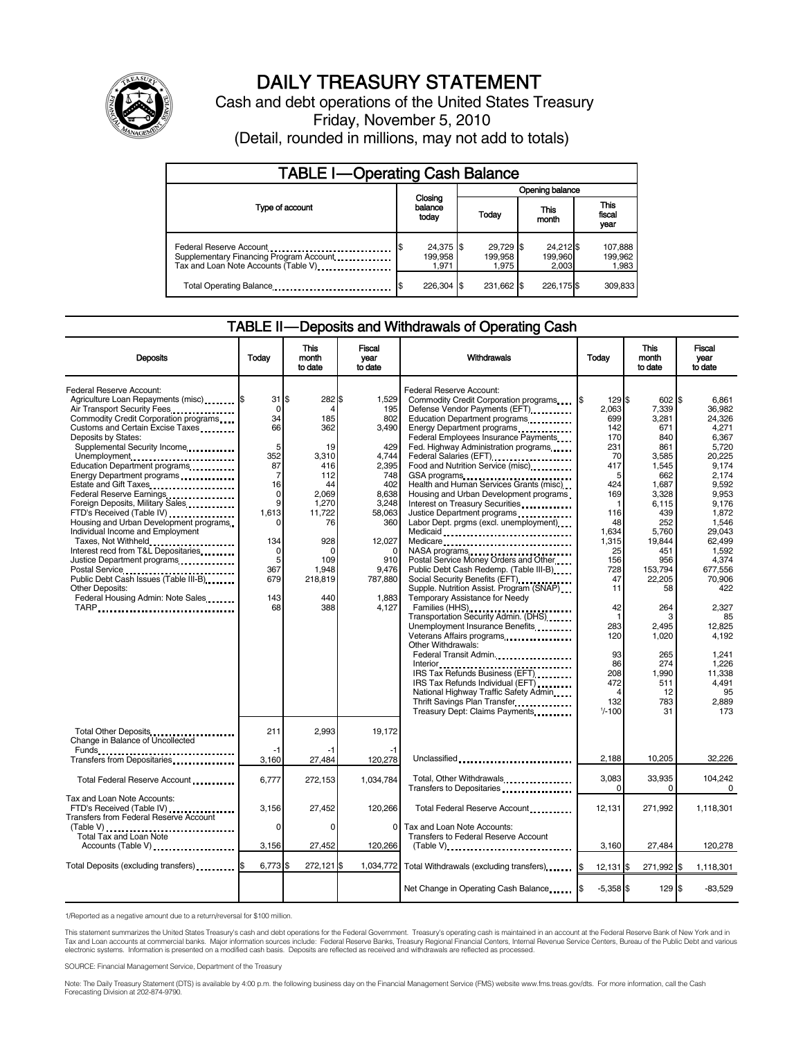# DAILY TREASURY STATEMENT

Cash and debt operations of the United States Treasury

Friday, November 5, 2010

(Detail, rounded in millions, may not add to totals)

## TABLE I—Operating Cash Balance

| Type of account | Closing balance today | Opening balance Today | This month | This fiscal year |
|---|---|---|---|---|
| Federal Reserve Account | $ 24,375 | $ 29,729 | $ 24,212 | $ 107,888 |
| Supplementary Financing Program Account | 199,958 | 199,958 | 199,960 | 199,962 |
| Tax and Loan Note Accounts (Table V) | 1,971 | 1,975 | 2,003 | 1,983 |
| Total Operating Balance | $ 226,304 | $ 231,662 | $ 226,175 | $ 309,833 |

## TABLE II—Deposits and Withdrawals of Operating Cash

| Deposits | Today | This month to date | Fiscal year to date |
|---|---|---|---|
| Federal Reserve Account: | | | |
| Agriculture Loan Repayments (misc) | $ 31 | $ 282 | $ 1,529 |
| Air Transport Security Fees | 0 | 4 | 195 |
| Commodity Credit Corporation programs | 34 | 185 | 802 |
| Customs and Certain Excise Taxes | 66 | 362 | 3,490 |
| Deposits by States: | | | |
| Supplemental Security Income | 5 | 19 | 429 |
| Unemployment | 352 | 3,310 | 4,744 |
| Education Department programs | 87 | 416 | 2,395 |
| Energy Department programs | 7 | 112 | 748 |
| Estate and Gift Taxes | 16 | 44 | 402 |
| Federal Reserve Earnings | 0 | 2,069 | 8,638 |
| Foreign Deposits, Military Sales | 9 | 1,270 | 3,248 |
| FTD's Received (Table IV) | 1,613 | 11,722 | 58,063 |
| Housing and Urban Development programs | 0 | 76 | 360 |
| Individual Income and Employment Taxes, Not Withheld | 134 | 928 | 12,027 |
| Interest recd from T&L Depositaries | 0 | 0 | 0 |
| Justice Department programs | 5 | 109 | 910 |
| Postal Service | 367 | 1,948 | 9,476 |
| Public Debt Cash Issues (Table III-B) | 679 | 218,819 | 787,880 |
| Other Deposits: | | | |
| Federal Housing Admin: Note Sales | 143 | 440 | 1,883 |
| TARP | 68 | 388 | 4,127 |
| Total Other Deposits | 211 | 2,993 | 19,172 |
| Change in Balance of Uncollected Funds | -1 | -1 | -1 |
| Transfers from Depositaries | 3,160 | 27,484 | 120,278 |
| Total Federal Reserve Account | 6,777 | 272,153 | 1,034,784 |
| Tax and Loan Note Accounts: | | | |
| FTD's Received (Table IV) | 3,156 | 27,452 | 120,266 |
| Transfers from Federal Reserve Account (Table V) | 0 | 0 | 0 |
| Total Tax and Loan Note Accounts (Table V) | 3,156 | 27,452 | 120,266 |
| Total Deposits (excluding transfers) | $ 6,773 | $ 272,121 | $ 1,034,772 |

| Withdrawals | Today | This month to date | Fiscal year to date |
|---|---|---|---|
| Federal Reserve Account: | | | |
| Commodity Credit Corporation programs | $ 129 | $ 602 | $ 6,861 |
| Defense Vendor Payments (EFT) | 2,063 | 7,339 | 36,982 |
| Education Department programs | 699 | 3,281 | 24,326 |
| Energy Department programs | 142 | 671 | 4,271 |
| Federal Employees Insurance Payments | 170 | 840 | 6,367 |
| Fed. Highway Administration programs | 231 | 861 | 5,720 |
| Federal Salaries (EFT) | 70 | 3,585 | 20,225 |
| Food and Nutrition Service (misc) | 417 | 1,545 | 9,174 |
| GSA programs | 5 | 662 | 2,174 |
| Health and Human Services Grants (misc) | 424 | 1,687 | 9,592 |
| Housing and Urban Development programs | 169 | 3,328 | 9,953 |
| Interest on Treasury Securities | 1 | 6,115 | 9,176 |
| Justice Department programs | 116 | 439 | 1,872 |
| Labor Dept. prgms (excl. unemployment) | 48 | 252 | 1,546 |
| Medicaid | 1,634 | 5,760 | 29,043 |
| Medicare | 1,315 | 19,844 | 62,499 |
| NASA programs | 25 | 451 | 1,592 |
| Postal Service Money Orders and Other | 156 | 956 | 4,374 |
| Public Debt Cash Redemp. (Table III-B) | 728 | 153,794 | 677,556 |
| Social Security Benefits (EFT) | 47 | 22,205 | 70,906 |
| Supple. Nutrition Assist. Program (SNAP) | 11 | 58 | 422 |
| Temporary Assistance for Needy Families (HHS) | 42 | 264 | 2,327 |
| Transportation Security Admin. (DHS) | 1 | 3 | 85 |
| Unemployment Insurance Benefits | 283 | 2,495 | 12,825 |
| Veterans Affairs programs | 120 | 1,020 | 4,192 |
| Other Withdrawals: | | | |
| Federal Transit Admin. | 93 | 265 | 1,241 |
| Interior | 86 | 274 | 1,226 |
| IRS Tax Refunds Business (EFT) | 208 | 1,990 | 11,338 |
| IRS Tax Refunds Individual (EFT) | 472 | 511 | 4,491 |
| National Highway Traffic Safety Admin | 4 | 12 | 95 |
| Thrift Savings Plan Transfer | 132 | 783 | 2,889 |
| Treasury Dept: Claims Payments | 1/-100 | 31 | 173 |
| Unclassified | 2,188 | 10,205 | 32,226 |
| Total, Other Withdrawals | 3,083 | 33,935 | 104,242 |
| Transfers to Depositaries | 0 | 0 | 0 |
| Total Federal Reserve Account | 12,131 | 271,992 | 1,118,301 |
| Tax and Loan Note Accounts: | | | |
| Transfers to Federal Reserve Account (Table V) | 3,160 | 27,484 | 120,278 |
| Total Withdrawals (excluding transfers) | $ 12,131 | $ 271,992 | $ 1,118,301 |
| Net Change in Operating Cash Balance | $ -5,358 | $ 129 | $ -83,529 |

1/Reported as a negative amount due to a return/reversal for $100 million.

This statement summarizes the United States Treasury's cash and debt operations for the Federal Government. Treasury's operating cash is maintained in an account at the Federal Reserve Bank of New York and in Tax and Loan accounts at commercial banks. Major information sources include: Federal Reserve Banks, Treasury Regional Financial Centers, Internal Revenue Service Centers, Bureau of the Public Debt and various electronic systems. Information is presented on a modified cash basis. Deposits are reflected as received and withdrawals are reflected as processed.

SOURCE: Financial Management Service, Department of the Treasury

Note: The Daily Treasury Statement (DTS) is available by 4:00 p.m. the following business day on the Financial Management Service (FMS) website www.fms.treas.gov/dts. For more information, call the Cash Forecasting Division at 202-874-9790.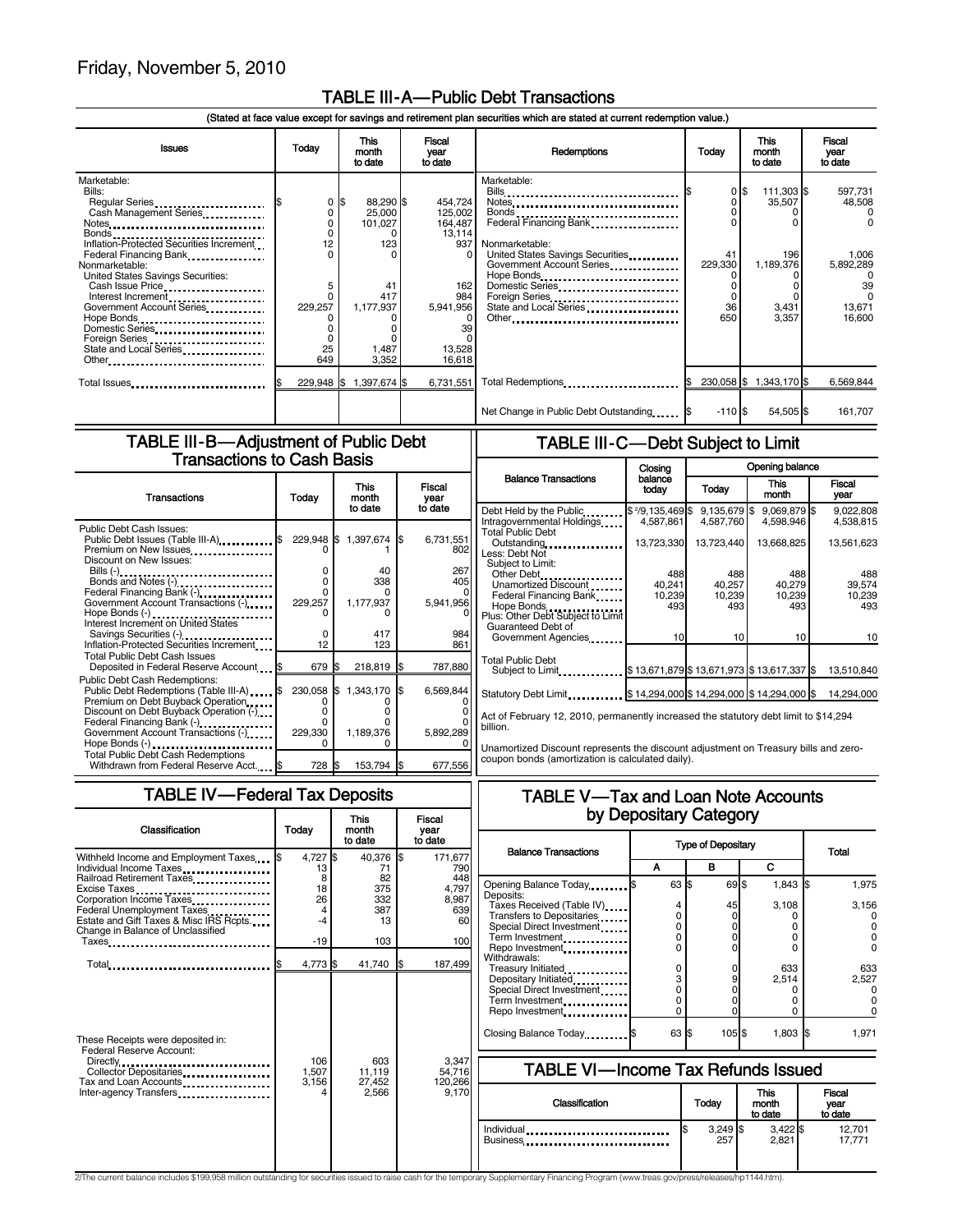Friday, November 5, 2010

## TABLE III-A—Public Debt Transactions

(Stated at face value except for savings and retirement plan securities which are stated at current redemption value.)

| Issues | Today | This month to date | Fiscal year to date |
|---|---|---|---|
| Marketable: | | | |
| Bills: | | | |
| Regular Series | $ 0 | $ 88,290 | $ 454,724 |
| Cash Management Series | 0 | 25,000 | 125,002 |
| Notes | 0 | 101,027 | 164,487 |
| Bonds | 0 | 0 | 13,114 |
| Inflation-Protected Securities Increment | 12 | 123 | 937 |
| Federal Financing Bank | 0 | 0 | 0 |
| Nonmarketable: | | | |
| United States Savings Securities: | | | |
| Cash Issue Price | 5 | 41 | 162 |
| Interest Increment | 0 | 417 | 984 |
| Government Account Series | 229,257 | 1,177,937 | 5,941,956 |
| Hope Bonds | 0 | 0 | 0 |
| Domestic Series | 0 | 0 | 39 |
| Foreign Series | 0 | 0 | 0 |
| State and Local Series | 25 | 1,487 | 13,528 |
| Other | 649 | 3,352 | 16,618 |
| Total Issues | $ 229,948 | $ 1,397,674 | $ 6,731,551 |

| Redemptions | Today | This month to date | Fiscal year to date |
|---|---|---|---|
| Marketable: | | | |
| Bills | $ 0 | $ 111,303 | $ 597,731 |
| Notes | 0 | 35,507 | 48,508 |
| Bonds | 0 | 0 | 0 |
| Federal Financing Bank | 0 | 0 | 0 |
| Nonmarketable: | | | |
| United States Savings Securities | 41 | 196 | 1,006 |
| Government Account Series | 229,330 | 1,189,376 | 5,892,289 |
| Hope Bonds | 0 | 0 | 0 |
| Domestic Series | 0 | 0 | 39 |
| Foreign Series | 0 | 0 | 0 |
| State and Local Series | 36 | 3,431 | 13,671 |
| Other | 650 | 3,357 | 16,600 |
| Total Redemptions | $ 230,058 | $ 1,343,170 | $ 6,569,844 |
| Net Change in Public Debt Outstanding | $ -110 | $ 54,505 | $ 161,707 |

## TABLE III-B—Adjustment of Public Debt Transactions to Cash Basis

| Transactions | Today | This month to date | Fiscal year to date |
|---|---|---|---|
| Public Debt Cash Issues: | | | |
| Public Debt Issues (Table III-A) | $ 229,948 | $ 1,397,674 | $ 6,731,551 |
| Premium on New Issues | 0 | 1 | 802 |
| Discount on New Issues: | | | |
| Bills (-) | 0 | 40 | 267 |
| Bonds and Notes (-) | 0 | 338 | 405 |
| Federal Financing Bank (-) | 0 | 0 | 0 |
| Government Account Transactions (-) | 229,257 | 1,177,937 | 5,941,956 |
| Hope Bonds (-) | 0 | 0 | 0 |
| Interest Increment on United States Savings Securities (-) | 0 | 417 | 984 |
| Inflation-Protected Securities Increment | 12 | 123 | 861 |
| Total Public Debt Cash Issues Deposited in Federal Reserve Account | $ 679 | $ 218,819 | $ 787,880 |
| Public Debt Cash Redemptions: | | | |
| Public Debt Redemptions (Table III-A) | $ 230,058 | $ 1,343,170 | $ 6,569,844 |
| Premium on Debt Buyback Operation | 0 | 0 | 0 |
| Discount on Debt Buyback Operation (-) | 0 | 0 | 0 |
| Federal Financing Bank (-) | 0 | 0 | 0 |
| Government Account Transactions (-) | 229,330 | 1,189,376 | 5,892,289 |
| Hope Bonds (-) | 0 | 0 | 0 |
| Total Public Debt Cash Redemptions Withdrawn from Federal Reserve Acct. | $ 728 | $ 153,794 | $ 677,556 |

## TABLE III-C—Debt Subject to Limit

| Balance Transactions | Closing balance today | Opening balance | | |
|---|---|---|---|---|
| | | Today | This month | Fiscal year |
| Debt Held by the Public | $ [2]9,135,469 | $ 9,135,679 | $ 9,069,879 | $ 9,022,808 |
| Intragovernmental Holdings | 4,587,861 | 4,587,760 | 4,598,946 | 4,538,815 |
| Total Public Debt Outstanding | 13,723,330 | 13,723,440 | 13,668,825 | 13,561,623 |
| Less: Debt Not Subject to Limit: | | | | |
| Other Debt | 488 | 488 | 488 | 488 |
| Unamortized Discount | 40,241 | 40,257 | 40,279 | 39,574 |
| Federal Financing Bank | 10,239 | 10,239 | 10,239 | 10,239 |
| Hope Bonds | 493 | 493 | 493 | 493 |
| Plus: Other Debt Subject to Limit | | | | |
| Guaranteed Debt of Government Agencies | 10 | 10 | 10 | 10 |
| Total Public Debt Subject to Limit | $ 13,671,879 | $ 13,671,973 | $ 13,617,337 | $ 13,510,840 |
| Statutory Debt Limit | $ 14,294,000 | $ 14,294,000 | $ 14,294,000 | $ 14,294,000 |

Act of February 12, 2010, permanently increased the statutory debt limit to $14,294 billion.

Unamortized Discount represents the discount adjustment on Treasury bills and zero-coupon bonds (amortization is calculated daily).

## TABLE IV—Federal Tax Deposits

| Classification | Today | This month to date | Fiscal year to date |
|---|---|---|---|
| Withheld Income and Employment Taxes | $ 4,727 | $ 40,376 | $ 171,677 |
| Individual Income Taxes | 13 | 71 | 790 |
| Railroad Retirement Taxes | 8 | 82 | 448 |
| Excise Taxes | 18 | 375 | 4,797 |
| Corporation Income Taxes | 26 | 332 | 8,987 |
| Federal Unemployment Taxes | 4 | 387 | 639 |
| Estate and Gift Taxes & Misc IRS Rcpts. | -4 | 13 | 60 |
| Change in Balance of Unclassified Taxes | -19 | 103 | 100 |
| Total | $ 4,773 | $ 41,740 | $ 187,499 |
| These Receipts were deposited in: | | | |
| Federal Reserve Account: | | | |
| Directly | 106 | 603 | 3,347 |
| Collector Depositaries | 1,507 | 11,119 | 54,716 |
| Tax and Loan Accounts | 3,156 | 27,452 | 120,266 |
| Inter-agency Transfers | 4 | 2,566 | 9,170 |

## TABLE V—Tax and Loan Note Accounts by Depositary Category

| Balance Transactions | Type of Depositary | | | Total |
|---|---|---|---|---|
| | A | B | C | |
| Opening Balance Today | $ 63 | $ 69 | $ 1,843 | $ 1,975 |
| Deposits: | | | | |
| Taxes Received (Table IV) | 4 | 45 | 3,108 | 3,156 |
| Transfers to Depositaries | 0 | 0 | 0 | 0 |
| Special Direct Investment | 0 | 0 | 0 | 0 |
| Term Investment | 0 | 0 | 0 | 0 |
| Repo Investment | 0 | 0 | 0 | 0 |
| Withdrawals: | | | | |
| Treasury Initiated | 0 | 0 | 633 | 633 |
| Depositary Initiated | 3 | 9 | 2,514 | 2,527 |
| Special Direct Investment | 0 | 0 | 0 | 0 |
| Term Investment | 0 | 0 | 0 | 0 |
| Repo Investment | 0 | 0 | 0 | 0 |
| Closing Balance Today | $ 63 | $ 105 | $ 1,803 | $ 1,971 |

## TABLE VI—Income Tax Refunds Issued

| Classification | Today | This month to date | Fiscal year to date |
|---|---|---|---|
| Individual | $ 3,249 | $ 3,422 | $ 12,701 |
| Business | 257 | 2,821 | 17,771 |

2/The current balance includes $199,958 million outstanding for securities issued to raise cash for the temporary Supplementary Financing Program (www.treas.gov/press/releases/hp1144.htm).